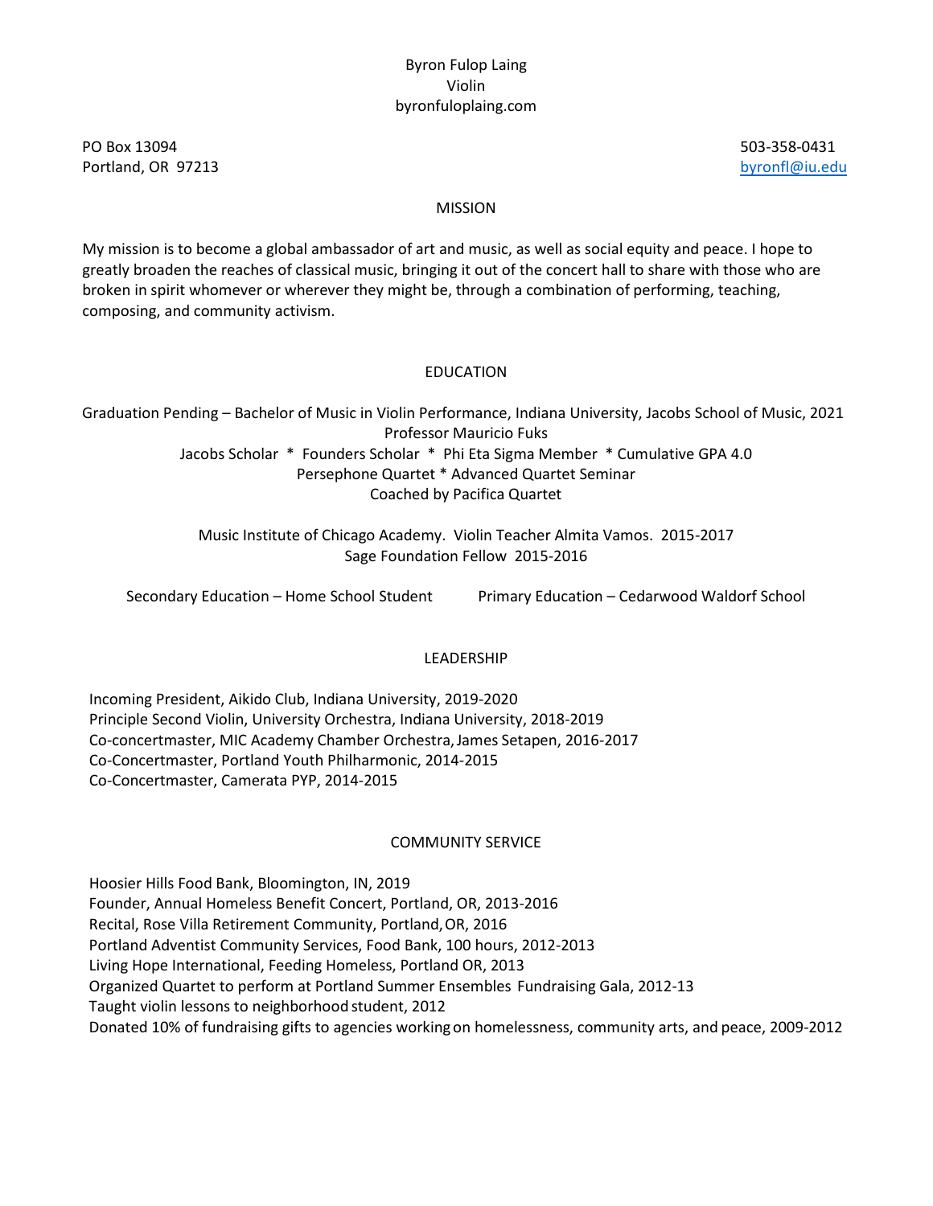# Byron Fulop Laing

Violin

byronfuloplaing.com

PO Box 13094
Portland, OR 97213

503-358-0431
byronfl@iu.edu

## MISSION

My mission is to become a global ambassador of art and music, as well as social equity and peace. I hope to greatly broaden the reaches of classical music, bringing it out of the concert hall to share with those who are broken in spirit whomever or wherever they might be, through a combination of performing, teaching, composing, and community activism.

## EDUCATION

Graduation Pending – Bachelor of Music in Violin Performance, Indiana University, Jacobs School of Music, 2021
Professor Mauricio Fuks
Jacobs Scholar * Founders Scholar * Phi Eta Sigma Member * Cumulative GPA 4.0
Persephone Quartet * Advanced Quartet Seminar
Coached by Pacifica Quartet

Music Institute of Chicago Academy. Violin Teacher Almita Vamos. 2015-2017
Sage Foundation Fellow 2015-2016

Secondary Education – Home School Student

Primary Education – Cedarwood Waldorf School

## LEADERSHIP

Incoming President, Aikido Club, Indiana University, 2019-2020
Principle Second Violin, University Orchestra, Indiana University, 2018-2019
Co-concertmaster, MIC Academy Chamber Orchestra, James Setapen, 2016-2017
Co-Concertmaster, Portland Youth Philharmonic, 2014-2015
Co-Concertmaster, Camerata PYP, 2014-2015

## COMMUNITY SERVICE

Hoosier Hills Food Bank, Bloomington, IN, 2019
Founder, Annual Homeless Benefit Concert, Portland, OR, 2013-2016
Recital, Rose Villa Retirement Community, Portland, OR, 2016
Portland Adventist Community Services, Food Bank, 100 hours, 2012-2013
Living Hope International, Feeding Homeless, Portland OR, 2013
Organized Quartet to perform at Portland Summer Ensembles Fundraising Gala, 2012-13
Taught violin lessons to neighborhood student, 2012
Donated 10% of fundraising gifts to agencies working on homelessness, community arts, and peace, 2009-2012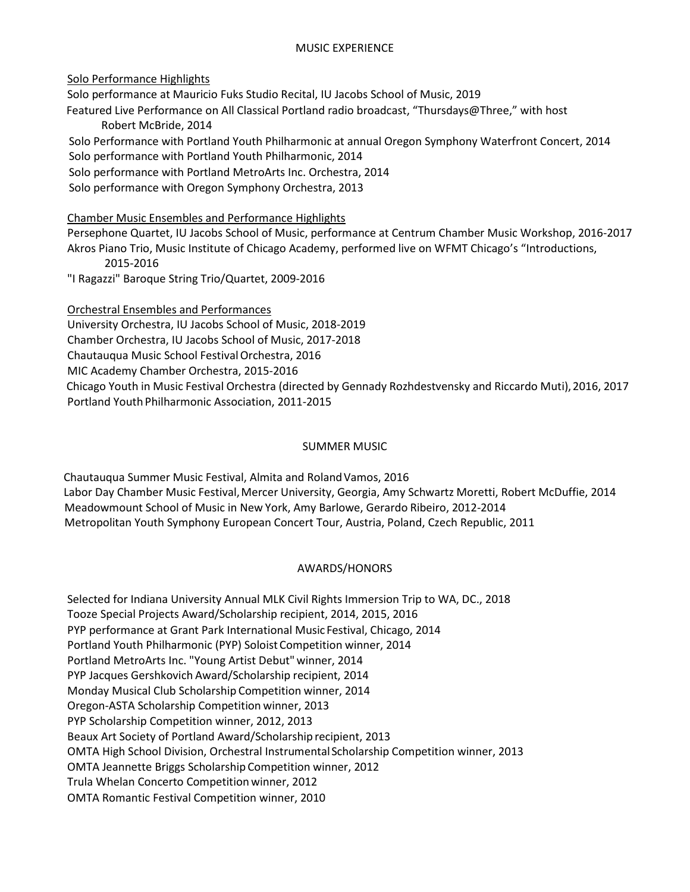## MUSIC EXPERIENCE

### Solo Performance Highlights

Solo performance at Mauricio Fuks Studio Recital, IU Jacobs School of Music, 2019
Featured Live Performance on All Classical Portland radio broadcast, "Thursdays@Three," with host Robert McBride, 2014
Solo Performance with Portland Youth Philharmonic at annual Oregon Symphony Waterfront Concert, 2014
Solo performance with Portland Youth Philharmonic, 2014
Solo performance with Portland MetroArts Inc. Orchestra, 2014
Solo performance with Oregon Symphony Orchestra, 2013

### Chamber Music Ensembles and Performance Highlights

Persephone Quartet, IU Jacobs School of Music, performance at Centrum Chamber Music Workshop, 2016-2017
Akros Piano Trio, Music Institute of Chicago Academy, performed live on WFMT Chicago's "Introductions, 2015-2016
"I Ragazzi" Baroque String Trio/Quartet, 2009-2016

### Orchestral Ensembles and Performances

University Orchestra, IU Jacobs School of Music, 2018-2019
Chamber Orchestra, IU Jacobs School of Music, 2017-2018
Chautauqua Music School Festival Orchestra, 2016
MIC Academy Chamber Orchestra, 2015-2016
Chicago Youth in Music Festival Orchestra (directed by Gennady Rozhdestvensky and Riccardo Muti), 2016, 2017
Portland Youth Philharmonic Association, 2011-2015

## SUMMER MUSIC

Chautauqua Summer Music Festival, Almita and Roland Vamos, 2016
Labor Day Chamber Music Festival, Mercer University, Georgia, Amy Schwartz Moretti, Robert McDuffie, 2014
Meadowmount School of Music in New York, Amy Barlowe, Gerardo Ribeiro, 2012-2014
Metropolitan Youth Symphony European Concert Tour, Austria, Poland, Czech Republic, 2011

## AWARDS/HONORS

Selected for Indiana University Annual MLK Civil Rights Immersion Trip to WA, DC., 2018
Tooze Special Projects Award/Scholarship recipient, 2014, 2015, 2016
PYP performance at Grant Park International Music Festival, Chicago, 2014
Portland Youth Philharmonic (PYP) Soloist Competition winner, 2014
Portland MetroArts Inc. "Young Artist Debut" winner, 2014
PYP Jacques Gershkovich Award/Scholarship recipient, 2014
Monday Musical Club Scholarship Competition winner, 2014
Oregon-ASTA Scholarship Competition winner, 2013
PYP Scholarship Competition winner, 2012, 2013
Beaux Art Society of Portland Award/Scholarship recipient, 2013
OMTA High School Division, Orchestral Instrumental Scholarship Competition winner, 2013
OMTA Jeannette Briggs Scholarship Competition winner, 2012
Trula Whelan Concerto Competition winner, 2012
OMTA Romantic Festival Competition winner, 2010